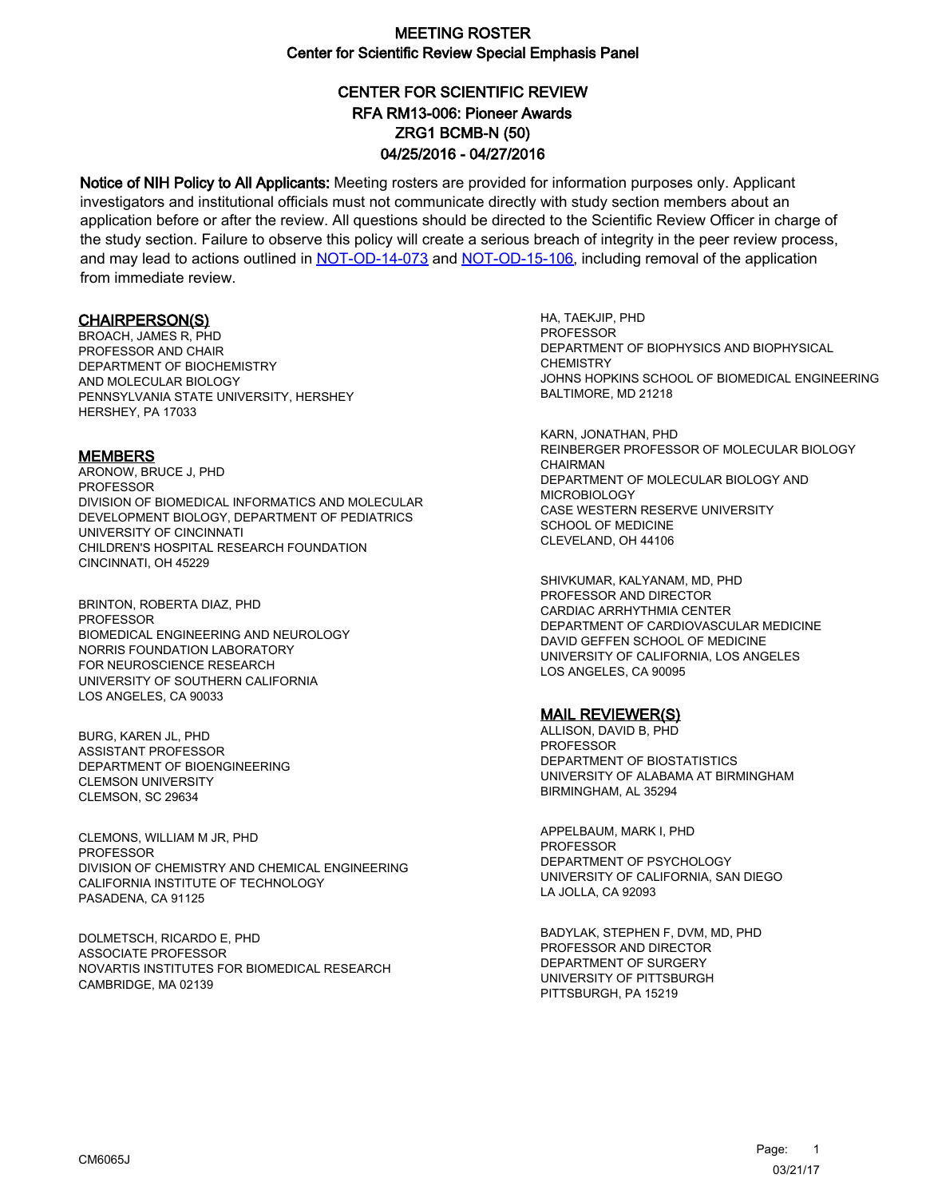# MEETING ROSTER
## Center for Scientific Review Special Emphasis Panel

### CENTER FOR SCIENTIFIC REVIEW
### RFA RM13-006: Pioneer Awards
### ZRG1 BCMB-N (50)
### 04/25/2016 - 04/27/2016

**Notice of NIH Policy to All Applicants:** Meeting rosters are provided for information purposes only. Applicant investigators and institutional officials must not communicate directly with study section members about an application before or after the review. All questions should be directed to the Scientific Review Officer in charge of the study section. Failure to observe this policy will create a serious breach of integrity in the peer review process, and may lead to actions outlined in NOT-OD-14-073 and NOT-OD-15-106, including removal of the application from immediate review.

**CHAIRPERSON(S)**

BROACH, JAMES R, PHD
PROFESSOR AND CHAIR
DEPARTMENT OF BIOCHEMISTRY
AND MOLECULAR BIOLOGY
PENNSYLVANIA STATE UNIVERSITY, HERSHEY
HERSHEY, PA 17033

**MEMBERS**

ARONOW, BRUCE J, PHD
PROFESSOR
DIVISION OF BIOMEDICAL INFORMATICS AND MOLECULAR
DEVELOPMENT BIOLOGY, DEPARTMENT OF PEDIATRICS
UNIVERSITY OF CINCINNATI
CHILDREN'S HOSPITAL RESEARCH FOUNDATION
CINCINNATI, OH 45229

BRINTON, ROBERTA DIAZ, PHD
PROFESSOR
BIOMEDICAL ENGINEERING AND NEUROLOGY
NORRIS FOUNDATION LABORATORY
FOR NEUROSCIENCE RESEARCH
UNIVERSITY OF SOUTHERN CALIFORNIA
LOS ANGELES, CA 90033

BURG, KAREN JL, PHD
ASSISTANT PROFESSOR
DEPARTMENT OF BIOENGINEERING
CLEMSON UNIVERSITY
CLEMSON, SC 29634

CLEMONS, WILLIAM M JR, PHD
PROFESSOR
DIVISION OF CHEMISTRY AND CHEMICAL ENGINEERING
CALIFORNIA INSTITUTE OF TECHNOLOGY
PASADENA, CA 91125

DOLMETSCH, RICARDO E, PHD
ASSOCIATE PROFESSOR
NOVARTIS INSTITUTES FOR BIOMEDICAL RESEARCH
CAMBRIDGE, MA 02139

HA, TAEKJIP, PHD
PROFESSOR
DEPARTMENT OF BIOPHYSICS AND BIOPHYSICAL
CHEMISTRY
JOHNS HOPKINS SCHOOL OF BIOMEDICAL ENGINEERING
BALTIMORE, MD 21218

KARN, JONATHAN, PHD
REINBERGER PROFESSOR OF MOLECULAR BIOLOGY
CHAIRMAN
DEPARTMENT OF MOLECULAR BIOLOGY AND
MICROBIOLOGY
CASE WESTERN RESERVE UNIVERSITY
SCHOOL OF MEDICINE
CLEVELAND, OH 44106

SHIVKUMAR, KALYANAM, MD, PHD
PROFESSOR AND DIRECTOR
CARDIAC ARRHYTHMIA CENTER
DEPARTMENT OF CARDIOVASCULAR MEDICINE
DAVID GEFFEN SCHOOL OF MEDICINE
UNIVERSITY OF CALIFORNIA, LOS ANGELES
LOS ANGELES, CA 90095

**MAIL REVIEWER(S)**

ALLISON, DAVID B, PHD
PROFESSOR
DEPARTMENT OF BIOSTATISTICS
UNIVERSITY OF ALABAMA AT BIRMINGHAM
BIRMINGHAM, AL 35294

APPELBAUM, MARK I, PHD
PROFESSOR
DEPARTMENT OF PSYCHOLOGY
UNIVERSITY OF CALIFORNIA, SAN DIEGO
LA JOLLA, CA 92093

BADYLAK, STEPHEN F, DVM, MD, PHD
PROFESSOR AND DIRECTOR
DEPARTMENT OF SURGERY
UNIVERSITY OF PITTSBURGH
PITTSBURGH, PA 15219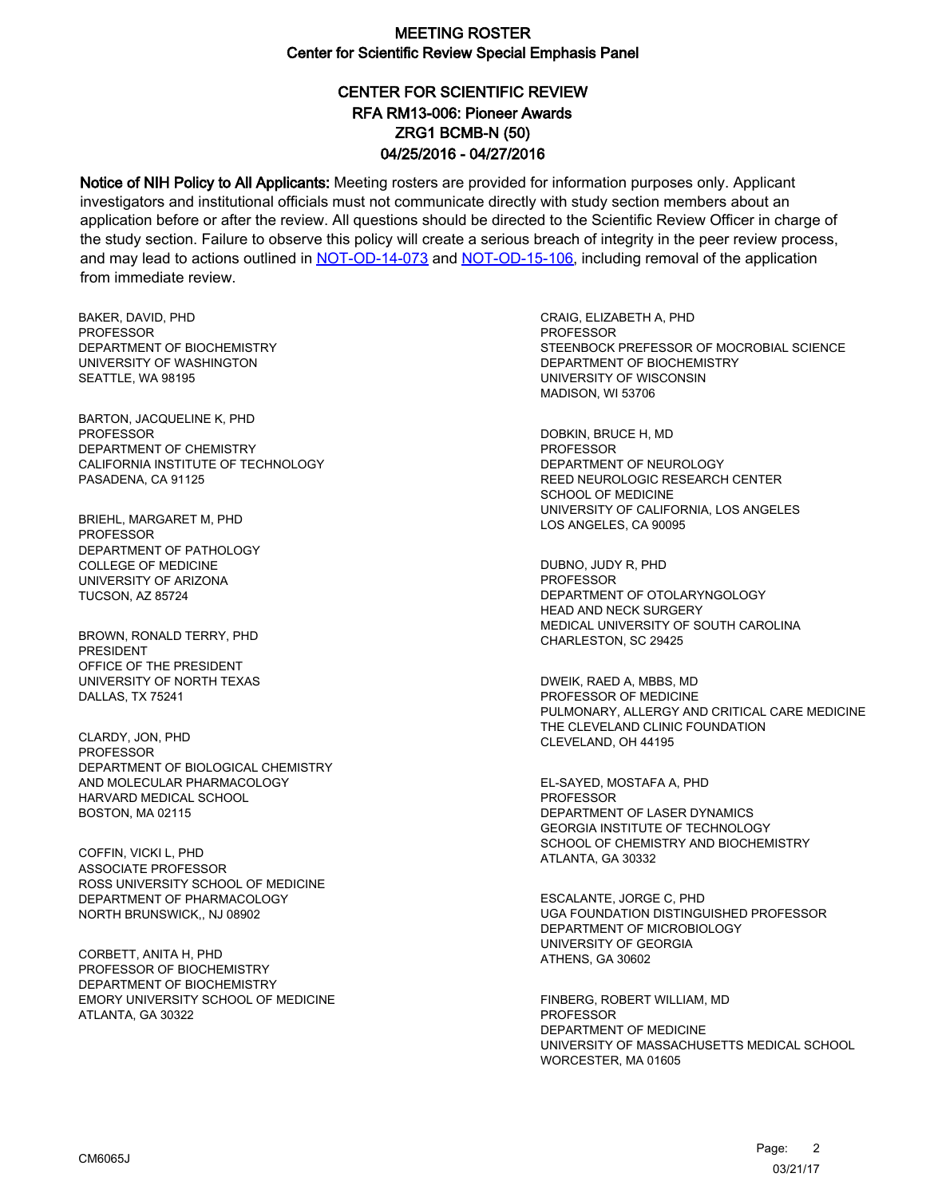# MEETING ROSTER
## Center for Scientific Review Special Emphasis Panel

## CENTER FOR SCIENTIFIC REVIEW
## RFA RM13-006: Pioneer Awards
## ZRG1 BCMB-N (50)
## 04/25/2016 - 04/27/2016

**Notice of NIH Policy to All Applicants:** Meeting rosters are provided for information purposes only. Applicant investigators and institutional officials must not communicate directly with study section members about an application before or after the review. All questions should be directed to the Scientific Review Officer in charge of the study section. Failure to observe this policy will create a serious breach of integrity in the peer review process, and may lead to actions outlined in NOT-OD-14-073 and NOT-OD-15-106, including removal of the application from immediate review.

BAKER, DAVID, PHD
PROFESSOR
DEPARTMENT OF BIOCHEMISTRY
UNIVERSITY OF WASHINGTON
SEATTLE, WA 98195

BARTON, JACQUELINE K, PHD
PROFESSOR
DEPARTMENT OF CHEMISTRY
CALIFORNIA INSTITUTE OF TECHNOLOGY
PASADENA, CA 91125

BRIEHL, MARGARET M, PHD
PROFESSOR
DEPARTMENT OF PATHOLOGY
COLLEGE OF MEDICINE
UNIVERSITY OF ARIZONA
TUCSON, AZ 85724

BROWN, RONALD TERRY, PHD
PRESIDENT
OFFICE OF THE PRESIDENT
UNIVERSITY OF NORTH TEXAS
DALLAS, TX 75241

CLARDY, JON, PHD
PROFESSOR
DEPARTMENT OF BIOLOGICAL CHEMISTRY
AND MOLECULAR PHARMACOLOGY
HARVARD MEDICAL SCHOOL
BOSTON, MA 02115

COFFIN, VICKI L, PHD
ASSOCIATE PROFESSOR
ROSS UNIVERSITY SCHOOL OF MEDICINE
DEPARTMENT OF PHARMACOLOGY
NORTH BRUNSWICK,, NJ 08902

CORBETT, ANITA H, PHD
PROFESSOR OF BIOCHEMISTRY
DEPARTMENT OF BIOCHEMISTRY
EMORY UNIVERSITY SCHOOL OF MEDICINE
ATLANTA, GA 30322

CRAIG, ELIZABETH A, PHD
PROFESSOR
STEENBOCK PREFESSOR OF MOCROBIAL SCIENCE
DEPARTMENT OF BIOCHEMISTRY
UNIVERSITY OF WISCONSIN
MADISON, WI 53706

DOBKIN, BRUCE H, MD
PROFESSOR
DEPARTMENT OF NEUROLOGY
REED NEUROLOGIC RESEARCH CENTER
SCHOOL OF MEDICINE
UNIVERSITY OF CALIFORNIA, LOS ANGELES
LOS ANGELES, CA 90095

DUBNO, JUDY R, PHD
PROFESSOR
DEPARTMENT OF OTOLARYNGOLOGY
HEAD AND NECK SURGERY
MEDICAL UNIVERSITY OF SOUTH CAROLINA
CHARLESTON, SC 29425

DWEIK, RAED A, MBBS, MD
PROFESSOR OF MEDICINE
PULMONARY, ALLERGY AND CRITICAL CARE MEDICINE
THE CLEVELAND CLINIC FOUNDATION
CLEVELAND, OH 44195

EL-SAYED, MOSTAFA A, PHD
PROFESSOR
DEPARTMENT OF LASER DYNAMICS
GEORGIA INSTITUTE OF TECHNOLOGY
SCHOOL OF CHEMISTRY AND BIOCHEMISTRY
ATLANTA, GA 30332

ESCALANTE, JORGE C, PHD
UGA FOUNDATION DISTINGUISHED PROFESSOR
DEPARTMENT OF MICROBIOLOGY
UNIVERSITY OF GEORGIA
ATHENS, GA 30602

FINBERG, ROBERT WILLIAM, MD
PROFESSOR
DEPARTMENT OF MEDICINE
UNIVERSITY OF MASSACHUSETTS MEDICAL SCHOOL
WORCESTER, MA 01605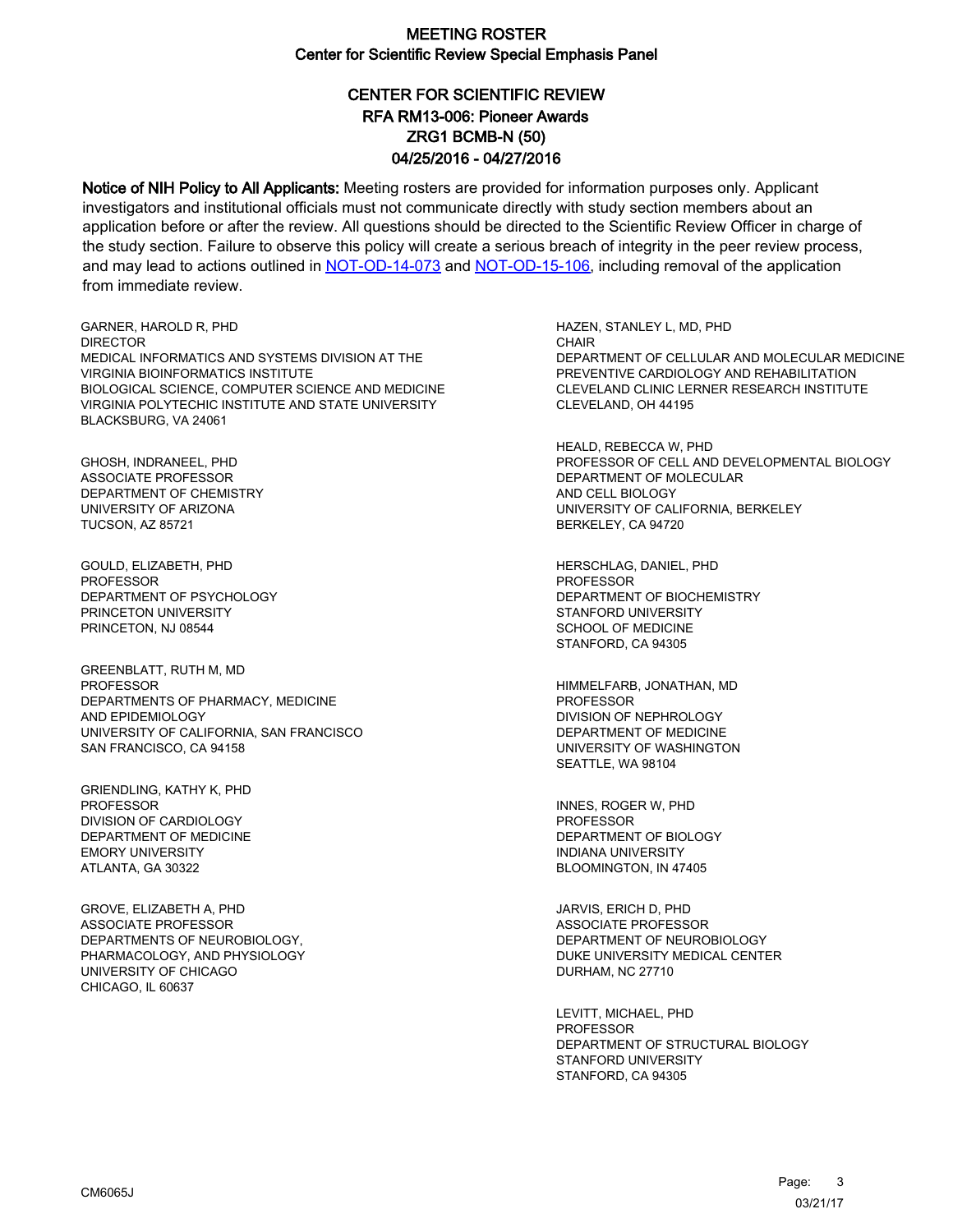# MEETING ROSTER
## Center for Scientific Review Special Emphasis Panel

### CENTER FOR SCIENTIFIC REVIEW
### RFA RM13-006: Pioneer Awards
### ZRG1 BCMB-N (50)
### 04/25/2016 - 04/27/2016

**Notice of NIH Policy to All Applicants:** Meeting rosters are provided for information purposes only. Applicant investigators and institutional officials must not communicate directly with study section members about an application before or after the review. All questions should be directed to the Scientific Review Officer in charge of the study section. Failure to observe this policy will create a serious breach of integrity in the peer review process, and may lead to actions outlined in NOT-OD-14-073 and NOT-OD-15-106, including removal of the application from immediate review.

GARNER, HAROLD R, PHD
DIRECTOR
MEDICAL INFORMATICS AND SYSTEMS DIVISION AT THE
VIRGINIA BIOINFORMATICS INSTITUTE
BIOLOGICAL SCIENCE, COMPUTER SCIENCE AND MEDICINE
VIRGINIA POLYTECHIC INSTITUTE AND STATE UNIVERSITY
BLACKSBURG, VA 24061

GHOSH, INDRANEEL, PHD
ASSOCIATE PROFESSOR
DEPARTMENT OF CHEMISTRY
UNIVERSITY OF ARIZONA
TUCSON, AZ 85721

GOULD, ELIZABETH, PHD
PROFESSOR
DEPARTMENT OF PSYCHOLOGY
PRINCETON UNIVERSITY
PRINCETON, NJ 08544

GREENBLATT, RUTH M, MD
PROFESSOR
DEPARTMENTS OF PHARMACY, MEDICINE
AND EPIDEMIOLOGY
UNIVERSITY OF CALIFORNIA, SAN FRANCISCO
SAN FRANCISCO, CA 94158

GRIENDLING, KATHY K, PHD
PROFESSOR
DIVISION OF CARDIOLOGY
DEPARTMENT OF MEDICINE
EMORY UNIVERSITY
ATLANTA, GA 30322

GROVE, ELIZABETH A, PHD
ASSOCIATE PROFESSOR
DEPARTMENTS OF NEUROBIOLOGY,
PHARMACOLOGY, AND PHYSIOLOGY
UNIVERSITY OF CHICAGO
CHICAGO, IL 60637

HAZEN, STANLEY L, MD, PHD
CHAIR
DEPARTMENT OF CELLULAR AND MOLECULAR MEDICINE
PREVENTIVE CARDIOLOGY AND REHABILITATION
CLEVELAND CLINIC LERNER RESEARCH INSTITUTE
CLEVELAND, OH 44195

HEALD, REBECCA W, PHD
PROFESSOR OF CELL AND DEVELOPMENTAL BIOLOGY
DEPARTMENT OF MOLECULAR
AND CELL BIOLOGY
UNIVERSITY OF CALIFORNIA, BERKELEY
BERKELEY, CA 94720

HERSCHLAG, DANIEL, PHD
PROFESSOR
DEPARTMENT OF BIOCHEMISTRY
STANFORD UNIVERSITY
SCHOOL OF MEDICINE
STANFORD, CA 94305

HIMMELFARB, JONATHAN, MD
PROFESSOR
DIVISION OF NEPHROLOGY
DEPARTMENT OF MEDICINE
UNIVERSITY OF WASHINGTON
SEATTLE, WA 98104

INNES, ROGER W, PHD
PROFESSOR
DEPARTMENT OF BIOLOGY
INDIANA UNIVERSITY
BLOOMINGTON, IN 47405

JARVIS, ERICH D, PHD
ASSOCIATE PROFESSOR
DEPARTMENT OF NEUROBIOLOGY
DUKE UNIVERSITY MEDICAL CENTER
DURHAM, NC 27710

LEVITT, MICHAEL, PHD
PROFESSOR
DEPARTMENT OF STRUCTURAL BIOLOGY
STANFORD UNIVERSITY
STANFORD, CA 94305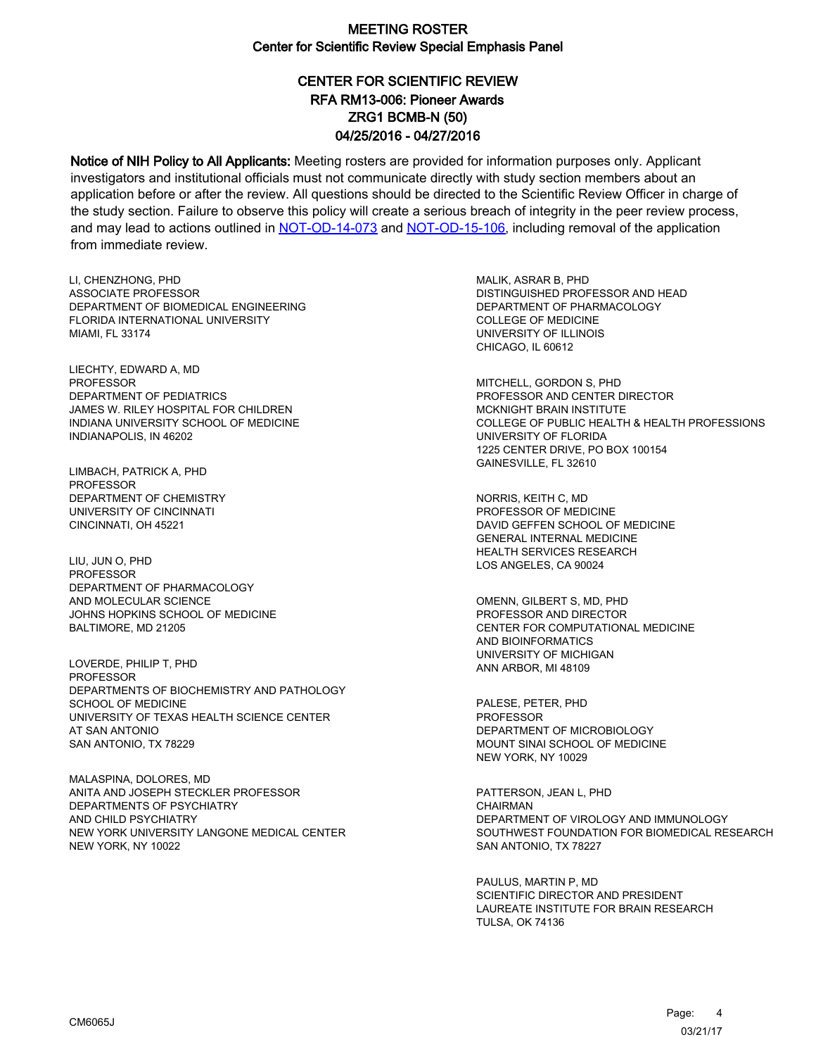# MEETING ROSTER

## Center for Scientific Review Special Emphasis Panel

### CENTER FOR SCIENTIFIC REVIEW
### RFA RM13-006: Pioneer Awards
### ZRG1 BCMB-N (50)
### 04/25/2016 - 04/27/2016

**Notice of NIH Policy to All Applicants:** Meeting rosters are provided for information purposes only. Applicant investigators and institutional officials must not communicate directly with study section members about an application before or after the review. All questions should be directed to the Scientific Review Officer in charge of the study section. Failure to observe this policy will create a serious breach of integrity in the peer review process, and may lead to actions outlined in NOT-OD-14-073 and NOT-OD-15-106, including removal of the application from immediate review.

LI, CHENZHONG, PHD
ASSOCIATE PROFESSOR
DEPARTMENT OF BIOMEDICAL ENGINEERING
FLORIDA INTERNATIONAL UNIVERSITY
MIAMI, FL 33174

LIECHTY, EDWARD A, MD
PROFESSOR
DEPARTMENT OF PEDIATRICS
JAMES W. RILEY HOSPITAL FOR CHILDREN
INDIANA UNIVERSITY SCHOOL OF MEDICINE
INDIANAPOLIS, IN 46202

LIMBACH, PATRICK A, PHD
PROFESSOR
DEPARTMENT OF CHEMISTRY
UNIVERSITY OF CINCINNATI
CINCINNATI, OH 45221

LIU, JUN O, PHD
PROFESSOR
DEPARTMENT OF PHARMACOLOGY
AND MOLECULAR SCIENCE
JOHNS HOPKINS SCHOOL OF MEDICINE
BALTIMORE, MD 21205

LOVERDE, PHILIP T, PHD
PROFESSOR
DEPARTMENTS OF BIOCHEMISTRY AND PATHOLOGY
SCHOOL OF MEDICINE
UNIVERSITY OF TEXAS HEALTH SCIENCE CENTER
AT SAN ANTONIO
SAN ANTONIO, TX 78229

MALASPINA, DOLORES, MD
ANITA AND JOSEPH STECKLER PROFESSOR
DEPARTMENTS OF PSYCHIATRY
AND CHILD PSYCHIATRY
NEW YORK UNIVERSITY LANGONE MEDICAL CENTER
NEW YORK, NY 10022

MALIK, ASRAR B, PHD
DISTINGUISHED PROFESSOR AND HEAD
DEPARTMENT OF PHARMACOLOGY
COLLEGE OF MEDICINE
UNIVERSITY OF ILLINOIS
CHICAGO, IL 60612

MITCHELL, GORDON S, PHD
PROFESSOR AND CENTER DIRECTOR
MCKNIGHT BRAIN INSTITUTE
COLLEGE OF PUBLIC HEALTH & HEALTH PROFESSIONS
UNIVERSITY OF FLORIDA
1225 CENTER DRIVE, PO BOX 100154
GAINESVILLE, FL 32610

NORRIS, KEITH C, MD
PROFESSOR OF MEDICINE
DAVID GEFFEN SCHOOL OF MEDICINE
GENERAL INTERNAL MEDICINE
HEALTH SERVICES RESEARCH
LOS ANGELES, CA 90024

OMENN, GILBERT S, MD, PHD
PROFESSOR AND DIRECTOR
CENTER FOR COMPUTATIONAL MEDICINE
AND BIOINFORMATICS
UNIVERSITY OF MICHIGAN
ANN ARBOR, MI 48109

PALESE, PETER, PHD
PROFESSOR
DEPARTMENT OF MICROBIOLOGY
MOUNT SINAI SCHOOL OF MEDICINE
NEW YORK, NY 10029

PATTERSON, JEAN L, PHD
CHAIRMAN
DEPARTMENT OF VIROLOGY AND IMMUNOLOGY
SOUTHWEST FOUNDATION FOR BIOMEDICAL RESEARCH
SAN ANTONIO, TX 78227

PAULUS, MARTIN P, MD
SCIENTIFIC DIRECTOR AND PRESIDENT
LAUREATE INSTITUTE FOR BRAIN RESEARCH
TULSA, OK 74136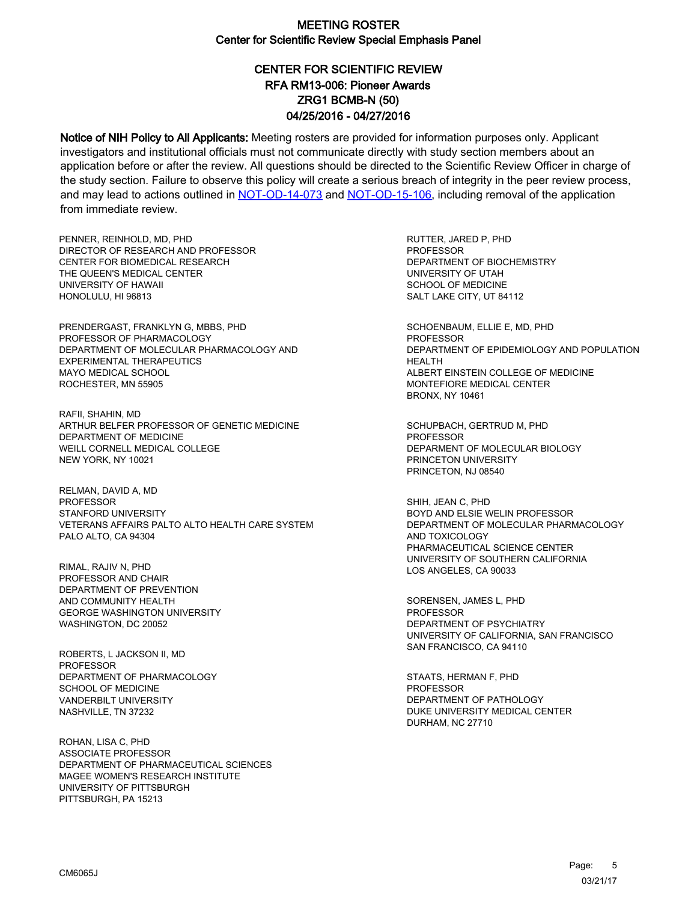# MEETING ROSTER
## Center for Scientific Review Special Emphasis Panel

### CENTER FOR SCIENTIFIC REVIEW
### RFA RM13-006: Pioneer Awards
### ZRG1 BCMB-N (50)
### 04/25/2016 - 04/27/2016

**Notice of NIH Policy to All Applicants:** Meeting rosters are provided for information purposes only. Applicant investigators and institutional officials must not communicate directly with study section members about an application before or after the review. All questions should be directed to the Scientific Review Officer in charge of the study section. Failure to observe this policy will create a serious breach of integrity in the peer review process, and may lead to actions outlined in NOT-OD-14-073 and NOT-OD-15-106, including removal of the application from immediate review.

PENNER, REINHOLD, MD, PHD
DIRECTOR OF RESEARCH AND PROFESSOR
CENTER FOR BIOMEDICAL RESEARCH
THE QUEEN'S MEDICAL CENTER
UNIVERSITY OF HAWAII
HONOLULU, HI 96813

PRENDERGAST, FRANKLYN G, MBBS, PHD
PROFESSOR OF PHARMACOLOGY
DEPARTMENT OF MOLECULAR PHARMACOLOGY AND EXPERIMENTAL THERAPEUTICS
MAYO MEDICAL SCHOOL
ROCHESTER, MN 55905

RAFII, SHAHIN, MD
ARTHUR BELFER PROFESSOR OF GENETIC MEDICINE
DEPARTMENT OF MEDICINE
WEILL CORNELL MEDICAL COLLEGE
NEW YORK, NY 10021

RELMAN, DAVID A, MD
PROFESSOR
STANFORD UNIVERSITY
VETERANS AFFAIRS PALTO ALTO HEALTH CARE SYSTEM
PALO ALTO, CA 94304

RIMAL, RAJIV N, PHD
PROFESSOR AND CHAIR
DEPARTMENT OF PREVENTION AND COMMUNITY HEALTH
GEORGE WASHINGTON UNIVERSITY
WASHINGTON, DC 20052

ROBERTS, L JACKSON II, MD
PROFESSOR
DEPARTMENT OF PHARMACOLOGY
SCHOOL OF MEDICINE
VANDERBILT UNIVERSITY
NASHVILLE, TN 37232

ROHAN, LISA C, PHD
ASSOCIATE PROFESSOR
DEPARTMENT OF PHARMACEUTICAL SCIENCES
MAGEE WOMEN'S RESEARCH INSTITUTE
UNIVERSITY OF PITTSBURGH
PITTSBURGH, PA 15213

RUTTER, JARED P, PHD
PROFESSOR
DEPARTMENT OF BIOCHEMISTRY
UNIVERSITY OF UTAH
SCHOOL OF MEDICINE
SALT LAKE CITY, UT 84112

SCHOENBAUM, ELLIE E, MD, PHD
PROFESSOR
DEPARTMENT OF EPIDEMIOLOGY AND POPULATION HEALTH
ALBERT EINSTEIN COLLEGE OF MEDICINE
MONTEFIORE MEDICAL CENTER
BRONX, NY 10461

SCHUPBACH, GERTRUD M, PHD
PROFESSOR
DEPARMENT OF MOLECULAR BIOLOGY
PRINCETON UNIVERSITY
PRINCETON, NJ 08540

SHIH, JEAN C, PHD
BOYD AND ELSIE WELIN PROFESSOR
DEPARTMENT OF MOLECULAR PHARMACOLOGY AND TOXICOLOGY
PHARMACEUTICAL SCIENCE CENTER
UNIVERSITY OF SOUTHERN CALIFORNIA
LOS ANGELES, CA 90033

SORENSEN, JAMES L, PHD
PROFESSOR
DEPARTMENT OF PSYCHIATRY
UNIVERSITY OF CALIFORNIA, SAN FRANCISCO
SAN FRANCISCO, CA 94110

STAATS, HERMAN F, PHD
PROFESSOR
DEPARTMENT OF PATHOLOGY
DUKE UNIVERSITY MEDICAL CENTER
DURHAM, NC 27710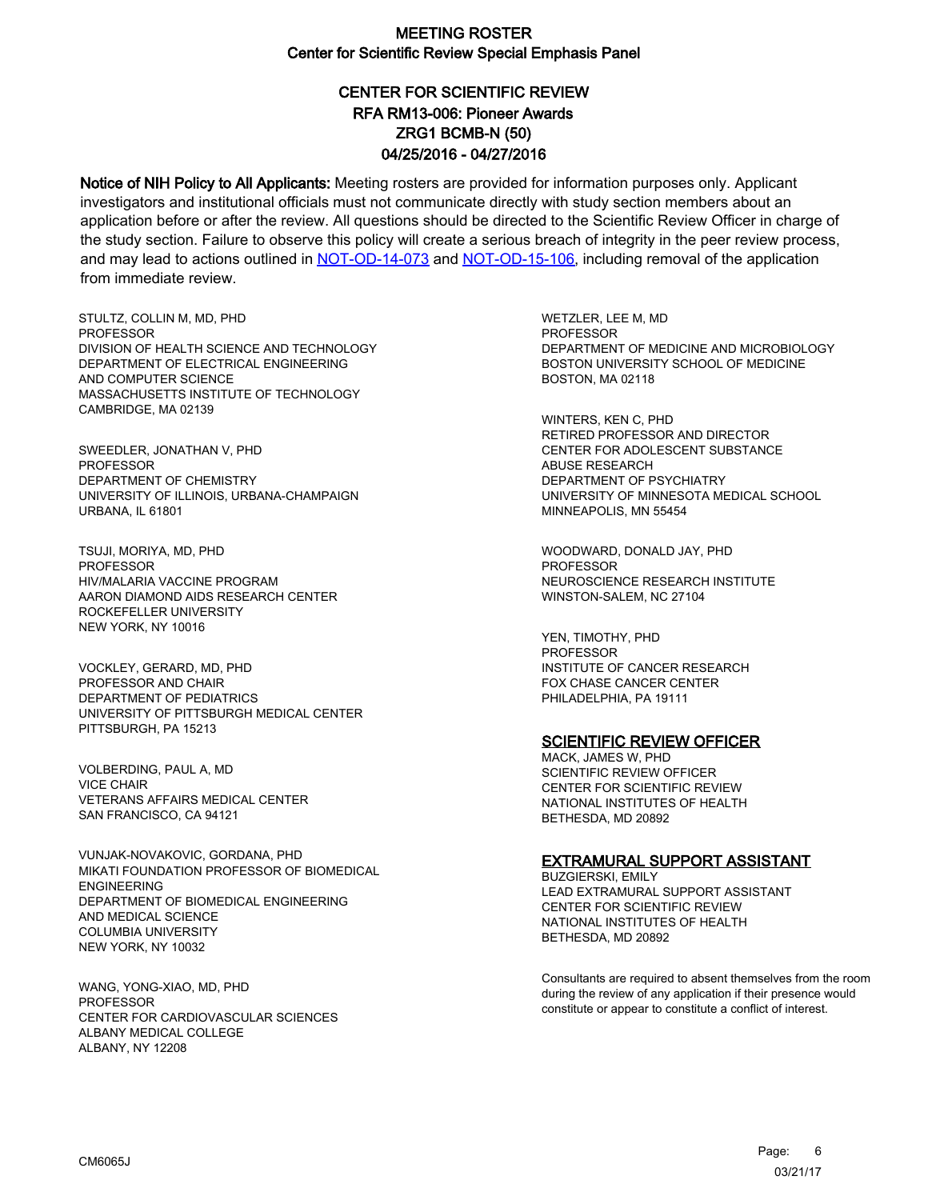# MEETING ROSTER
## Center for Scientific Review Special Emphasis Panel

### CENTER FOR SCIENTIFIC REVIEW
### RFA RM13-006: Pioneer Awards
### ZRG1 BCMB-N (50)
### 04/25/2016 - 04/27/2016

**Notice of NIH Policy to All Applicants:** Meeting rosters are provided for information purposes only. Applicant investigators and institutional officials must not communicate directly with study section members about an application before or after the review. All questions should be directed to the Scientific Review Officer in charge of the study section. Failure to observe this policy will create a serious breach of integrity in the peer review process, and may lead to actions outlined in NOT-OD-14-073 and NOT-OD-15-106, including removal of the application from immediate review.

STULTZ, COLLIN M, MD, PHD
PROFESSOR
DIVISION OF HEALTH SCIENCE AND TECHNOLOGY
DEPARTMENT OF ELECTRICAL ENGINEERING
AND COMPUTER SCIENCE
MASSACHUSETTS INSTITUTE OF TECHNOLOGY
CAMBRIDGE, MA 02139

SWEEDLER, JONATHAN V, PHD
PROFESSOR
DEPARTMENT OF CHEMISTRY
UNIVERSITY OF ILLINOIS, URBANA-CHAMPAIGN
URBANA, IL 61801

TSUJI, MORIYA, MD, PHD
PROFESSOR
HIV/MALARIA VACCINE PROGRAM
AARON DIAMOND AIDS RESEARCH CENTER
ROCKEFELLER UNIVERSITY
NEW YORK, NY 10016

VOCKLEY, GERARD, MD, PHD
PROFESSOR AND CHAIR
DEPARTMENT OF PEDIATRICS
UNIVERSITY OF PITTSBURGH MEDICAL CENTER
PITTSBURGH, PA 15213

VOLBERDING, PAUL A, MD
VICE CHAIR
VETERANS AFFAIRS MEDICAL CENTER
SAN FRANCISCO, CA 94121

VUNJAK-NOVAKOVIC, GORDANA, PHD
MIKATI FOUNDATION PROFESSOR OF BIOMEDICAL
ENGINEERING
DEPARTMENT OF BIOMEDICAL ENGINEERING
AND MEDICAL SCIENCE
COLUMBIA UNIVERSITY
NEW YORK, NY 10032

WANG, YONG-XIAO, MD, PHD
PROFESSOR
CENTER FOR CARDIOVASCULAR SCIENCES
ALBANY MEDICAL COLLEGE
ALBANY, NY 12208

WETZLER, LEE M, MD
PROFESSOR
DEPARTMENT OF MEDICINE AND MICROBIOLOGY
BOSTON UNIVERSITY SCHOOL OF MEDICINE
BOSTON, MA 02118

WINTERS, KEN C, PHD
RETIRED PROFESSOR AND DIRECTOR
CENTER FOR ADOLESCENT SUBSTANCE
ABUSE RESEARCH
DEPARTMENT OF PSYCHIATRY
UNIVERSITY OF MINNESOTA MEDICAL SCHOOL
MINNEAPOLIS, MN 55454

WOODWARD, DONALD JAY, PHD
PROFESSOR
NEUROSCIENCE RESEARCH INSTITUTE
WINSTON-SALEM, NC 27104

YEN, TIMOTHY, PHD
PROFESSOR
INSTITUTE OF CANCER RESEARCH
FOX CHASE CANCER CENTER
PHILADELPHIA, PA 19111

### SCIENTIFIC REVIEW OFFICER

MACK, JAMES W, PHD
SCIENTIFIC REVIEW OFFICER
CENTER FOR SCIENTIFIC REVIEW
NATIONAL INSTITUTES OF HEALTH
BETHESDA, MD 20892

### EXTRAMURAL SUPPORT ASSISTANT

BUZGIERSKI, EMILY
LEAD EXTRAMURAL SUPPORT ASSISTANT
CENTER FOR SCIENTIFIC REVIEW
NATIONAL INSTITUTES OF HEALTH
BETHESDA, MD 20892

Consultants are required to absent themselves from the room during the review of any application if their presence would constitute or appear to constitute a conflict of interest.

CM6065J

03/21/17